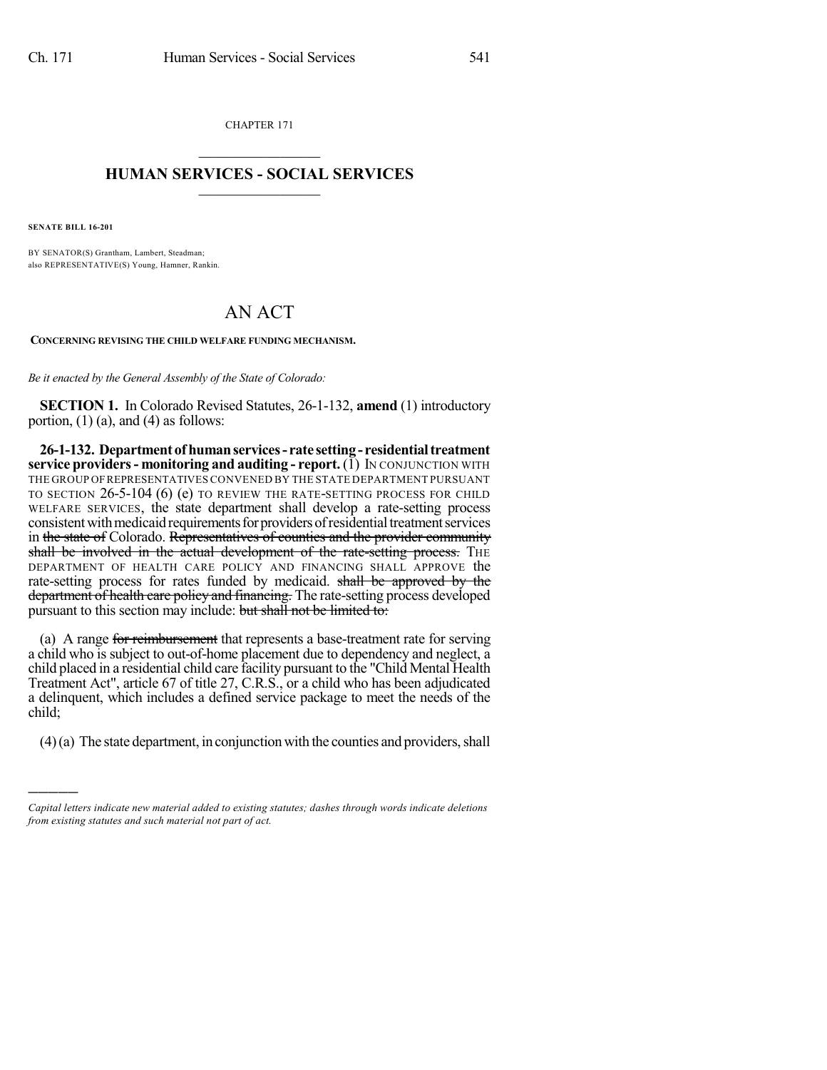CHAPTER 171

# HUMAN SERVICES - SOCIAL SERVICES

**SENATE BILL 16-201**

BY SENATOR(S) Grantham, Lambert, Steadman;
also REPRESENTATIVE(S) Young, Hamner, Rankin.

# AN ACT

**CONCERNING REVISING THE CHILD WELFARE FUNDING MECHANISM.**

*Be it enacted by the General Assembly of the State of Colorado:*

**SECTION 1.** In Colorado Revised Statutes, 26-1-132, **amend** (1) introductory portion, (1) (a), and (4) as follows:

**26-1-132. Department of human services - rate setting - residential treatment service providers - monitoring and auditing - report.** (1) IN CONJUNCTION WITH THE GROUP OF REPRESENTATIVES CONVENED BY THE STATE DEPARTMENT PURSUANT TO SECTION 26-5-104 (6) (e) TO REVIEW THE RATE-SETTING PROCESS FOR CHILD WELFARE SERVICES, the state department shall develop a rate-setting process consistent with medicaid requirements for providers of residential treatment services in ~~the state of~~ Colorado. ~~Representatives of counties and the provider community shall be involved in the actual development of the rate-setting process.~~ THE DEPARTMENT OF HEALTH CARE POLICY AND FINANCING SHALL APPROVE the rate-setting process for rates funded by medicaid. ~~shall be approved by the department of health care policy and financing.~~ The rate-setting process developed pursuant to this section may include: ~~but shall not be limited to:~~

(a) A range ~~for reimbursement~~ that represents a base-treatment rate for serving a child who is subject to out-of-home placement due to dependency and neglect, a child placed in a residential child care facility pursuant to the "Child Mental Health Treatment Act", article 67 of title 27, C.R.S., or a child who has been adjudicated a delinquent, which includes a defined service package to meet the needs of the child;

(4) (a) The state department, in conjunction with the counties and providers, shall

*Capital letters indicate new material added to existing statutes; dashes through words indicate deletions from existing statutes and such material not part of act.*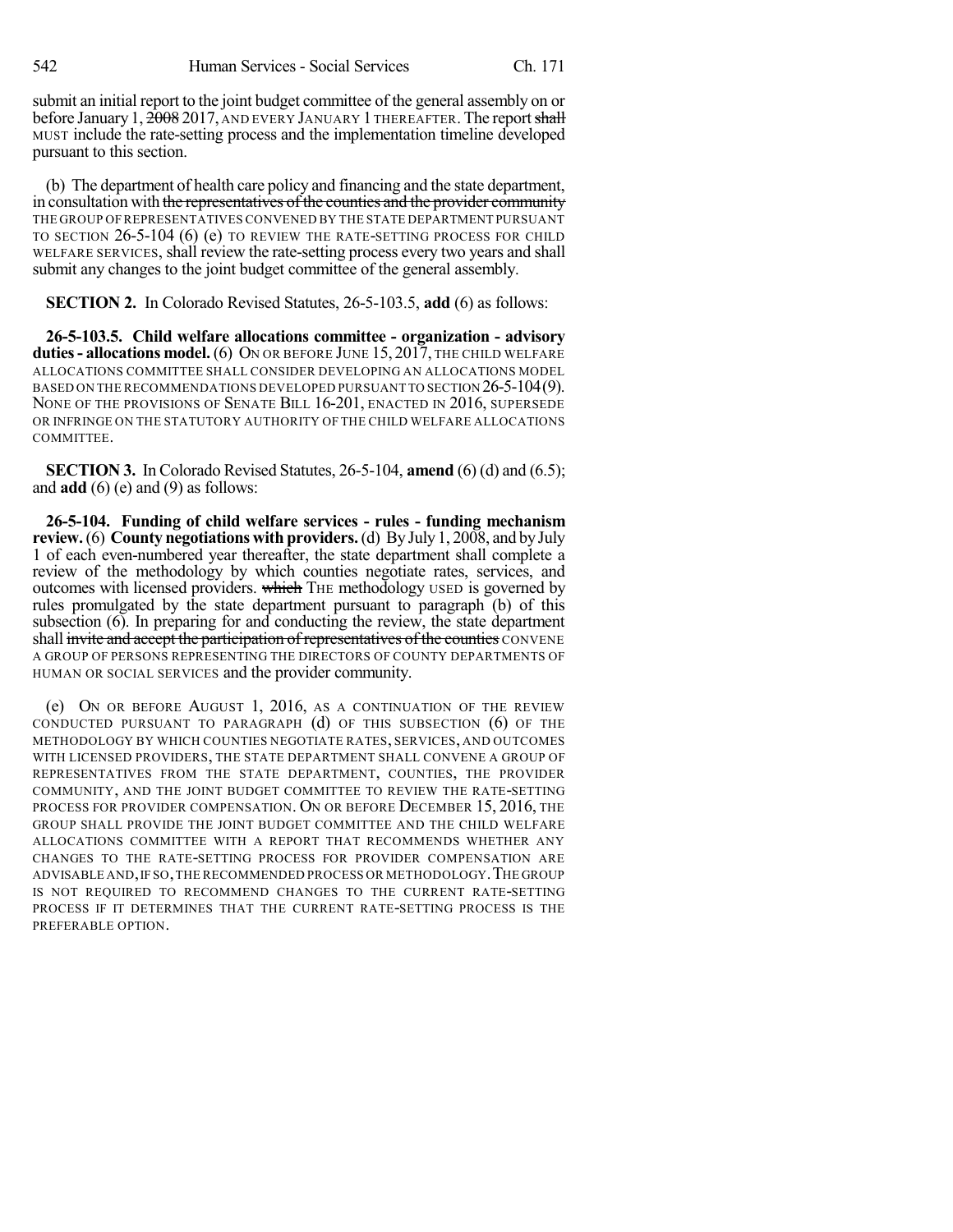submit an initial report to the joint budget committee of the general assembly on or before January 1, 2008 2017, AND EVERY JANUARY 1 THEREAFTER. The report shall MUST include the rate-setting process and the implementation timeline developed pursuant to this section.

(b) The department of health care policy and financing and the state department, in consultation with the representatives of the counties and the provider community THE GROUP OF REPRESENTATIVES CONVENED BY THE STATE DEPARTMENT PURSUANT TO SECTION 26-5-104 (6) (e) TO REVIEW THE RATE-SETTING PROCESS FOR CHILD WELFARE SERVICES, shall review the rate-setting process every two years and shall submit any changes to the joint budget committee of the general assembly.

**SECTION 2.** In Colorado Revised Statutes, 26-5-103.5, **add** (6) as follows:

**26-5-103.5. Child welfare allocations committee - organization - advisory duties - allocations model.** (6) ON OR BEFORE JUNE 15, 2017, THE CHILD WELFARE ALLOCATIONS COMMITTEE SHALL CONSIDER DEVELOPING AN ALLOCATIONS MODEL BASED ON THE RECOMMENDATIONS DEVELOPED PURSUANT TO SECTION 26-5-104 (9). NONE OF THE PROVISIONS OF SENATE BILL 16-201, ENACTED IN 2016, SUPERSEDE OR INFRINGE ON THE STATUTORY AUTHORITY OF THE CHILD WELFARE ALLOCATIONS COMMITTEE.

**SECTION 3.** In Colorado Revised Statutes, 26-5-104, **amend** (6) (d) and (6.5); and **add** (6) (e) and (9) as follows:

**26-5-104. Funding of child welfare services - rules - funding mechanism review.** (6) **County negotiations with providers.** (d) By July 1, 2008, and by July 1 of each even-numbered year thereafter, the state department shall complete a review of the methodology by which counties negotiate rates, services, and outcomes with licensed providers. which THE methodology USED is governed by rules promulgated by the state department pursuant to paragraph (b) of this subsection (6). In preparing for and conducting the review, the state department shall invite and accept the participation of representatives of the counties CONVENE A GROUP OF PERSONS REPRESENTING THE DIRECTORS OF COUNTY DEPARTMENTS OF HUMAN OR SOCIAL SERVICES and the provider community.

(e) ON OR BEFORE AUGUST 1, 2016, AS A CONTINUATION OF THE REVIEW CONDUCTED PURSUANT TO PARAGRAPH (d) OF THIS SUBSECTION (6) OF THE METHODOLOGY BY WHICH COUNTIES NEGOTIATE RATES, SERVICES, AND OUTCOMES WITH LICENSED PROVIDERS, THE STATE DEPARTMENT SHALL CONVENE A GROUP OF REPRESENTATIVES FROM THE STATE DEPARTMENT, COUNTIES, THE PROVIDER COMMUNITY, AND THE JOINT BUDGET COMMITTEE TO REVIEW THE RATE-SETTING PROCESS FOR PROVIDER COMPENSATION. ON OR BEFORE DECEMBER 15, 2016, THE GROUP SHALL PROVIDE THE JOINT BUDGET COMMITTEE AND THE CHILD WELFARE ALLOCATIONS COMMITTEE WITH A REPORT THAT RECOMMENDS WHETHER ANY CHANGES TO THE RATE-SETTING PROCESS FOR PROVIDER COMPENSATION ARE ADVISABLE AND, IF SO, THE RECOMMENDED PROCESS OR METHODOLOGY. THE GROUP IS NOT REQUIRED TO RECOMMEND CHANGES TO THE CURRENT RATE-SETTING PROCESS IF IT DETERMINES THAT THE CURRENT RATE-SETTING PROCESS IS THE PREFERABLE OPTION.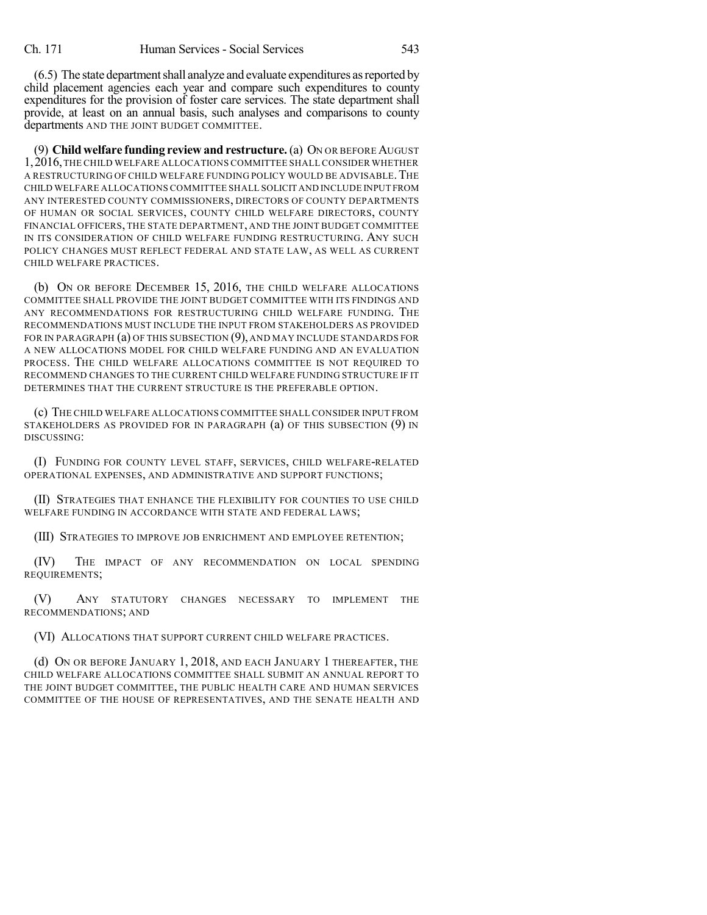(6.5) The state department shall analyze and evaluate expenditures as reported by child placement agencies each year and compare such expenditures to county expenditures for the provision of foster care services. The state department shall provide, at least on an annual basis, such analyses and comparisons to county departments AND THE JOINT BUDGET COMMITTEE.

(9) **Child welfare funding review and restructure.** (a) ON OR BEFORE AUGUST 1, 2016, THE CHILD WELFARE ALLOCATIONS COMMITTEE SHALL CONSIDER WHETHER A RESTRUCTURING OF CHILD WELFARE FUNDING POLICY WOULD BE ADVISABLE. THE CHILD WELFARE ALLOCATIONS COMMITTEE SHALL SOLICIT AND INCLUDE INPUT FROM ANY INTERESTED COUNTY COMMISSIONERS, DIRECTORS OF COUNTY DEPARTMENTS OF HUMAN OR SOCIAL SERVICES, COUNTY CHILD WELFARE DIRECTORS, COUNTY FINANCIAL OFFICERS, THE STATE DEPARTMENT, AND THE JOINT BUDGET COMMITTEE IN ITS CONSIDERATION OF CHILD WELFARE FUNDING RESTRUCTURING. ANY SUCH POLICY CHANGES MUST REFLECT FEDERAL AND STATE LAW, AS WELL AS CURRENT CHILD WELFARE PRACTICES.

(b) ON OR BEFORE DECEMBER 15, 2016, THE CHILD WELFARE ALLOCATIONS COMMITTEE SHALL PROVIDE THE JOINT BUDGET COMMITTEE WITH ITS FINDINGS AND ANY RECOMMENDATIONS FOR RESTRUCTURING CHILD WELFARE FUNDING. THE RECOMMENDATIONS MUST INCLUDE THE INPUT FROM STAKEHOLDERS AS PROVIDED FOR IN PARAGRAPH (a) OF THIS SUBSECTION (9), AND MAY INCLUDE STANDARDS FOR A NEW ALLOCATIONS MODEL FOR CHILD WELFARE FUNDING AND AN EVALUATION PROCESS. THE CHILD WELFARE ALLOCATIONS COMMITTEE IS NOT REQUIRED TO RECOMMEND CHANGES TO THE CURRENT CHILD WELFARE FUNDING STRUCTURE IF IT DETERMINES THAT THE CURRENT STRUCTURE IS THE PREFERABLE OPTION.

(c) THE CHILD WELFARE ALLOCATIONS COMMITTEE SHALL CONSIDER INPUT FROM STAKEHOLDERS AS PROVIDED FOR IN PARAGRAPH (a) OF THIS SUBSECTION (9) IN DISCUSSING:

(I) FUNDING FOR COUNTY LEVEL STAFF, SERVICES, CHILD WELFARE-RELATED OPERATIONAL EXPENSES, AND ADMINISTRATIVE AND SUPPORT FUNCTIONS;

(II) STRATEGIES THAT ENHANCE THE FLEXIBILITY FOR COUNTIES TO USE CHILD WELFARE FUNDING IN ACCORDANCE WITH STATE AND FEDERAL LAWS;

(III) STRATEGIES TO IMPROVE JOB ENRICHMENT AND EMPLOYEE RETENTION;

(IV) THE IMPACT OF ANY RECOMMENDATION ON LOCAL SPENDING REQUIREMENTS;

(V) ANY STATUTORY CHANGES NECESSARY TO IMPLEMENT THE RECOMMENDATIONS; AND

(VI) ALLOCATIONS THAT SUPPORT CURRENT CHILD WELFARE PRACTICES.

(d) ON OR BEFORE JANUARY 1, 2018, AND EACH JANUARY 1 THEREAFTER, THE CHILD WELFARE ALLOCATIONS COMMITTEE SHALL SUBMIT AN ANNUAL REPORT TO THE JOINT BUDGET COMMITTEE, THE PUBLIC HEALTH CARE AND HUMAN SERVICES COMMITTEE OF THE HOUSE OF REPRESENTATIVES, AND THE SENATE HEALTH AND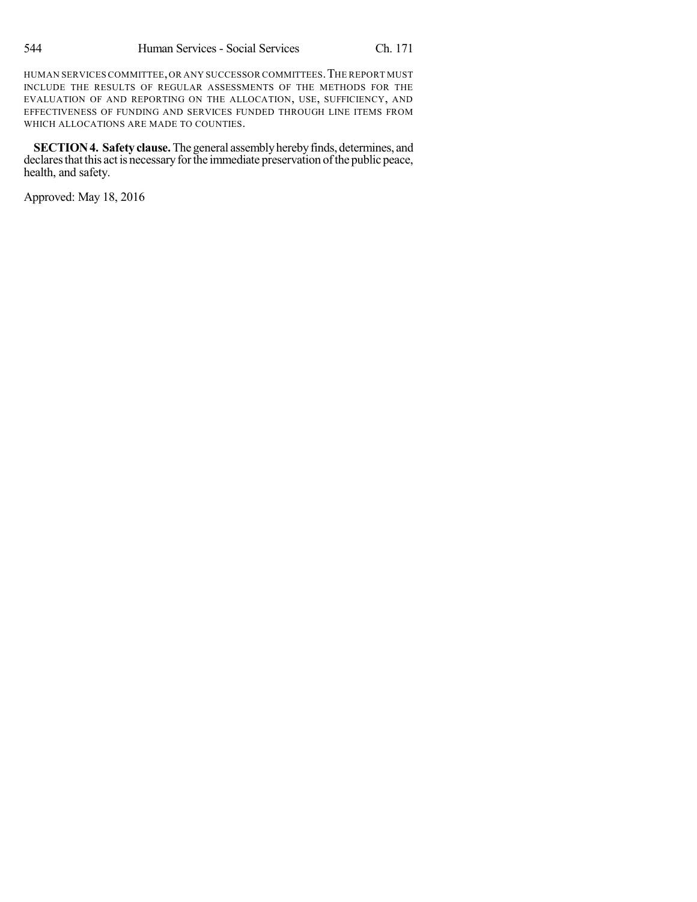HUMAN SERVICES COMMITTEE, OR ANY SUCCESSOR COMMITTEES. THE REPORT MUST INCLUDE THE RESULTS OF REGULAR ASSESSMENTS OF THE METHODS FOR THE EVALUATION OF AND REPORTING ON THE ALLOCATION, USE, SUFFICIENCY, AND EFFECTIVENESS OF FUNDING AND SERVICES FUNDED THROUGH LINE ITEMS FROM WHICH ALLOCATIONS ARE MADE TO COUNTIES.

**SECTION 4. Safety clause.** The general assembly hereby finds, determines, and declares that this act is necessary for the immediate preservation of the public peace, health, and safety.

Approved: May 18, 2016